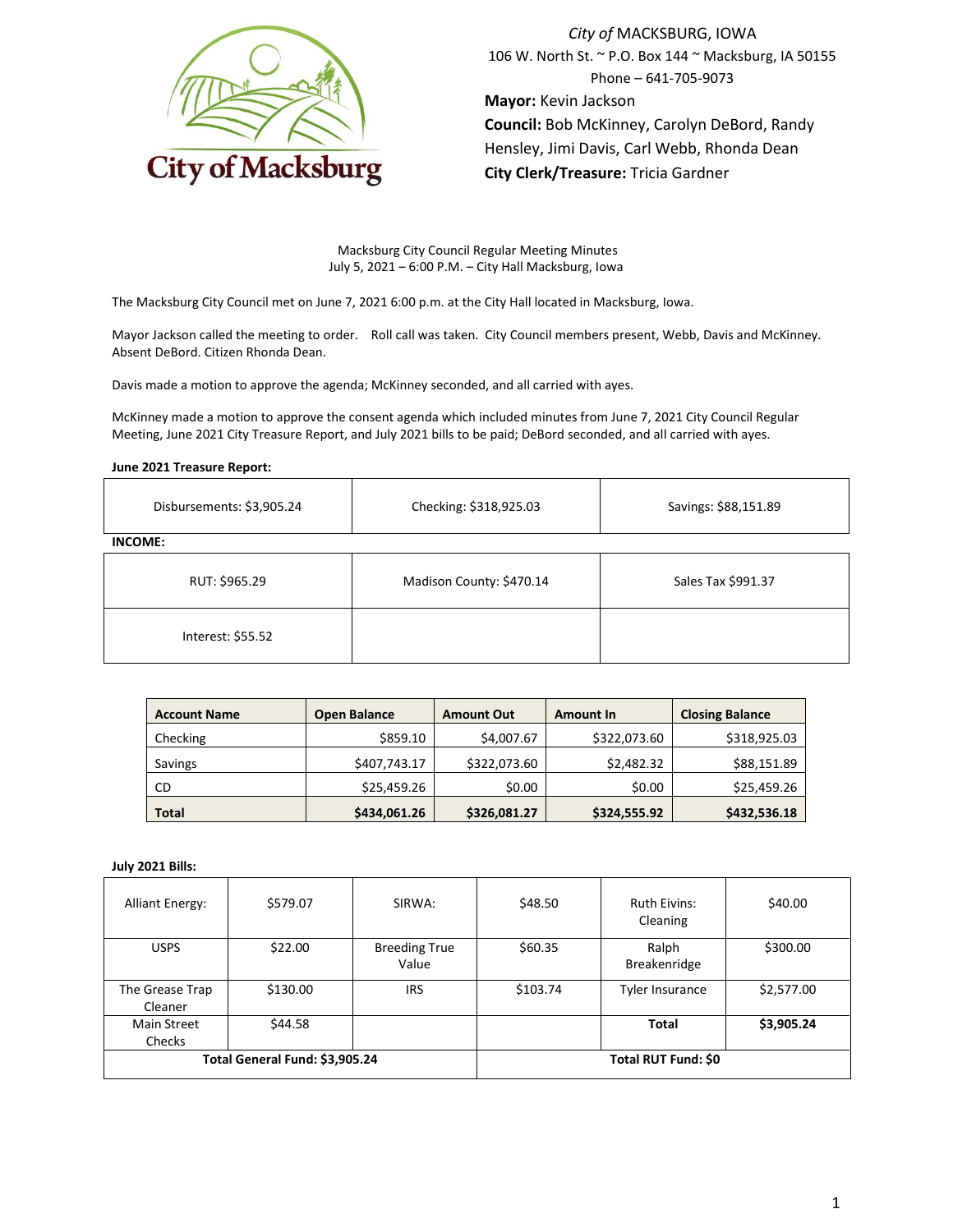*City of* MACKSBURG, IOWA
106 W. North St. ~ P.O. Box 144 ~ Macksburg, IA 50155
Phone – 641-705-9073
**Mayor:** Kevin Jackson
**Council:** Bob McKinney, Carolyn DeBord, Randy Hensley, Jimi Davis, Carl Webb, Rhonda Dean
**City Clerk/Treasure:** Tricia Gardner

Macksburg City Council Regular Meeting Minutes
July 5, 2021 – 6:00 P.M. – City Hall Macksburg, Iowa

The Macksburg City Council met on June 7, 2021 6:00 p.m. at the City Hall located in Macksburg, Iowa.

Mayor Jackson called the meeting to order. Roll call was taken. City Council members present, Webb, Davis and McKinney. Absent DeBord. Citizen Rhonda Dean.

Davis made a motion to approve the agenda; McKinney seconded, and all carried with ayes.

McKinney made a motion to approve the consent agenda which included minutes from June 7, 2021 City Council Regular Meeting, June 2021 City Treasure Report, and July 2021 bills to be paid; DeBord seconded, and all carried with ayes.

**June 2021 Treasure Report:**

| Disbursements: $3,905.24 | Checking: $318,925.03 | Savings: $88,151.89 |
|---|---|---|

**INCOME:**

| RUT: $965.29 | Madison County: $470.14 | Sales Tax $991.37 |
|---|---|---|
| Interest: $55.52 | | |

| Account Name | Open Balance | Amount Out | Amount In | Closing Balance |
|---|---|---|---|---|
| Checking | $859.10 | $4,007.67 | $322,073.60 | $318,925.03 |
| Savings | $407,743.17 | $322,073.60 | $2,482.32 | $88,151.89 |
| CD | $25,459.26 | $0.00 | $0.00 | $25,459.26 |
| **Total** | **$434,061.26** | **$326,081.27** | **$324,555.92** | **$432,536.18** |

**July 2021 Bills:**

| | | | | | |
|---|---|---|---|---|---|
| Alliant Energy: | $579.07 | SIRWA: | $48.50 | Ruth Eivins: Cleaning | $40.00 |
| USPS | $22.00 | Breeding True Value | $60.35 | Ralph Breakenridge | $300.00 |
| The Grease Trap Cleaner | $130.00 | IRS | $103.74 | Tyler Insurance | $2,577.00 |
| Main Street Checks | $44.58 | | | **Total** | **$3,905.24** |
| **Total General Fund: $3,905.24** | | | **Total RUT Fund: $0** | | |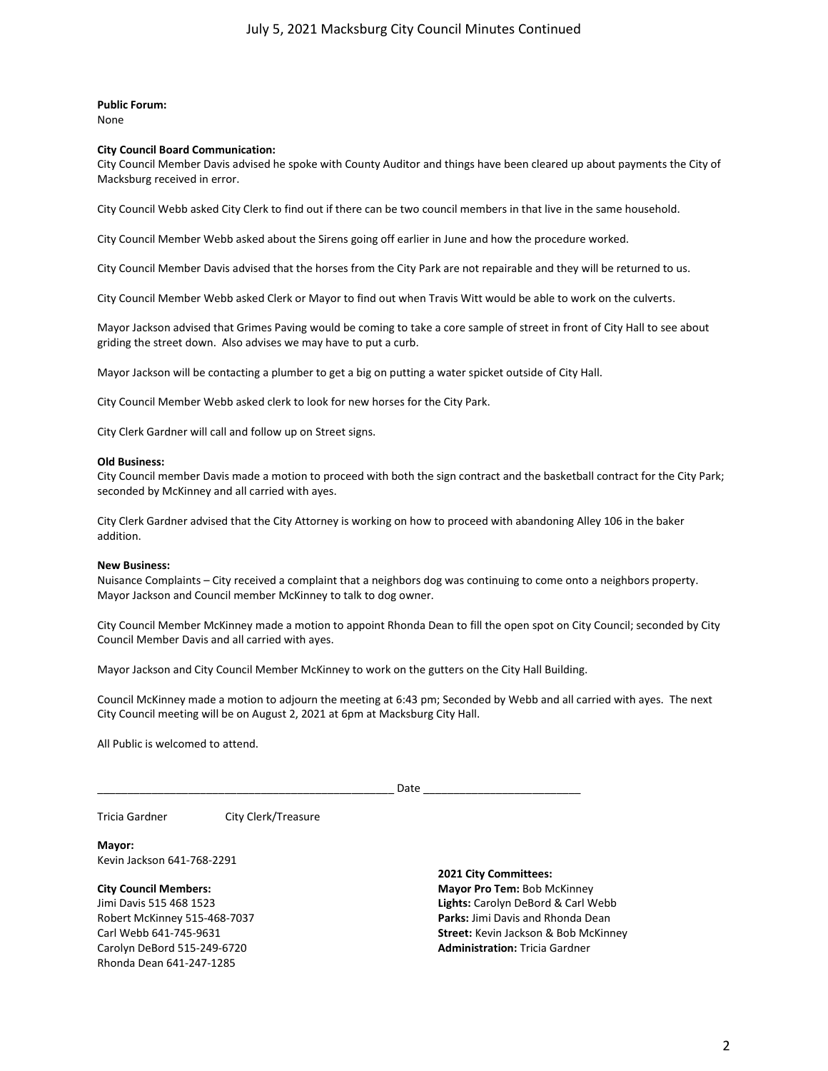**Public Forum:**
None

**City Council Board Communication:**
City Council Member Davis advised he spoke with County Auditor and things have been cleared up about payments the City of Macksburg received in error.

City Council Webb asked City Clerk to find out if there can be two council members in that live in the same household.

City Council Member Webb asked about the Sirens going off earlier in June and how the procedure worked.

City Council Member Davis advised that the horses from the City Park are not repairable and they will be returned to us.

City Council Member Webb asked Clerk or Mayor to find out when Travis Witt would be able to work on the culverts.

Mayor Jackson advised that Grimes Paving would be coming to take a core sample of street in front of City Hall to see about griding the street down. Also advises we may have to put a curb.

Mayor Jackson will be contacting a plumber to get a big on putting a water spicket outside of City Hall.

City Council Member Webb asked clerk to look for new horses for the City Park.

City Clerk Gardner will call and follow up on Street signs.

**Old Business:**
City Council member Davis made a motion to proceed with both the sign contract and the basketball contract for the City Park; seconded by McKinney and all carried with ayes.

City Clerk Gardner advised that the City Attorney is working on how to proceed with abandoning Alley 106 in the baker addition.

**New Business:**
Nuisance Complaints – City received a complaint that a neighbors dog was continuing to come onto a neighbors property. Mayor Jackson and Council member McKinney to talk to dog owner.

City Council Member McKinney made a motion to appoint Rhonda Dean to fill the open spot on City Council; seconded by City Council Member Davis and all carried with ayes.

Mayor Jackson and City Council Member McKinney to work on the gutters on the City Hall Building.

Council McKinney made a motion to adjourn the meeting at 6:43 pm; Seconded by Webb and all carried with ayes. The next City Council meeting will be on August 2, 2021 at 6pm at Macksburg City Hall.

All Public is welcomed to attend.

_________________________________________________ Date _________________________

Tricia Gardner City Clerk/Treasure

**Mayor:**
Kevin Jackson 641-768-2291

**City Council Members:**
Jimi Davis 515 468 1523
Robert McKinney 515-468-7037
Carl Webb 641-745-9631
Carolyn DeBord 515-249-6720
Rhonda Dean 641-247-1285

**2021 City Committees:**
**Mayor Pro Tem:** Bob McKinney
**Lights:** Carolyn DeBord & Carl Webb
**Parks:** Jimi Davis and Rhonda Dean
**Street:** Kevin Jackson & Bob McKinney
**Administration:** Tricia Gardner